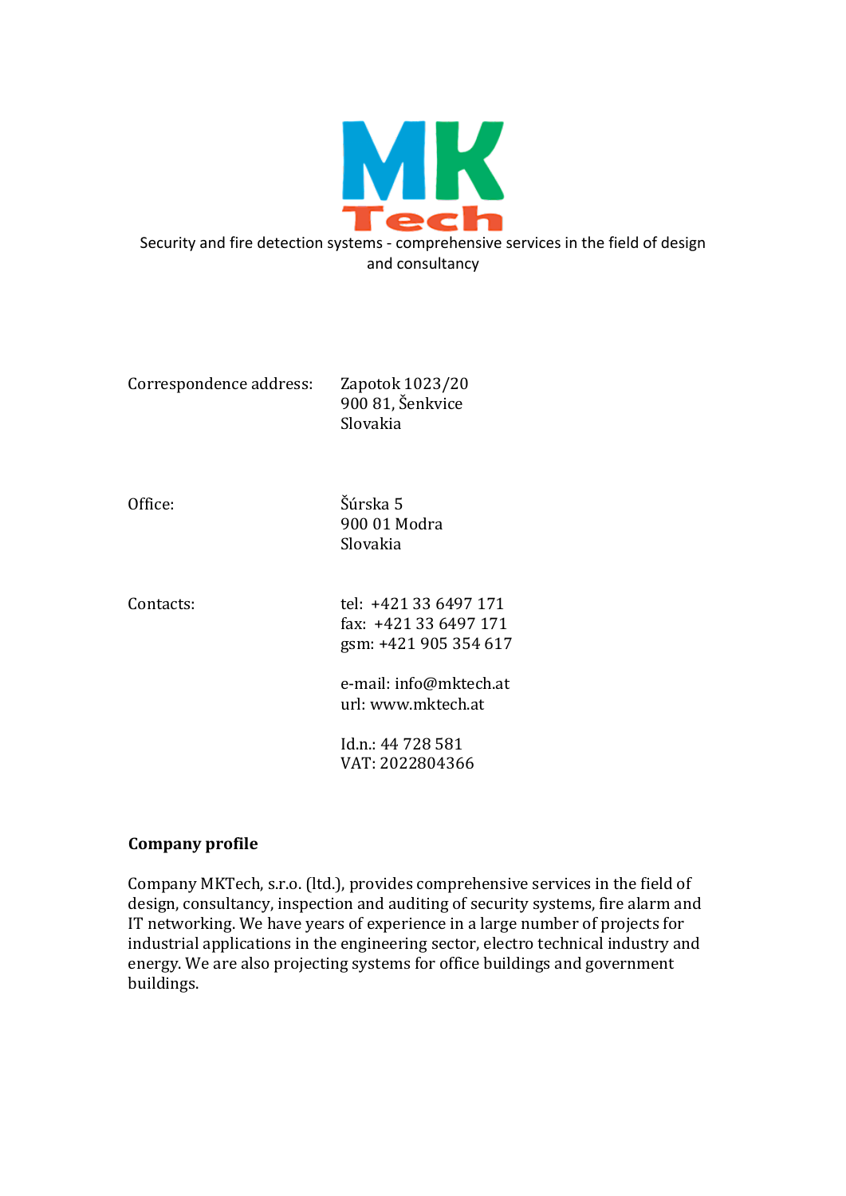MK Tech

Security and fire detection systems - comprehensive services in the field of design and consultancy

| | |
|---|---|
| Correspondence address: | Zapotok 1023/20<br>900 81, Šenkvice<br>Slovakia |
| Office: | Šúrska 5<br>900 01 Modra<br>Slovakia |
| Contacts: | tel: +421 33 6497 171<br>fax: +421 33 6497 171<br>gsm: +421 905 354 617<br><br>e-mail: info@mktech.at<br>url: www.mktech.at<br><br>Id.n.: 44 728 581<br>VAT: 2022804366 |

**Company profile**

Company MKTech, s.r.o. (ltd.), provides comprehensive services in the field of design, consultancy, inspection and auditing of security systems, fire alarm and IT networking. We have years of experience in a large number of projects for industrial applications in the engineering sector, electro technical industry and energy. We are also projecting systems for office buildings and government buildings.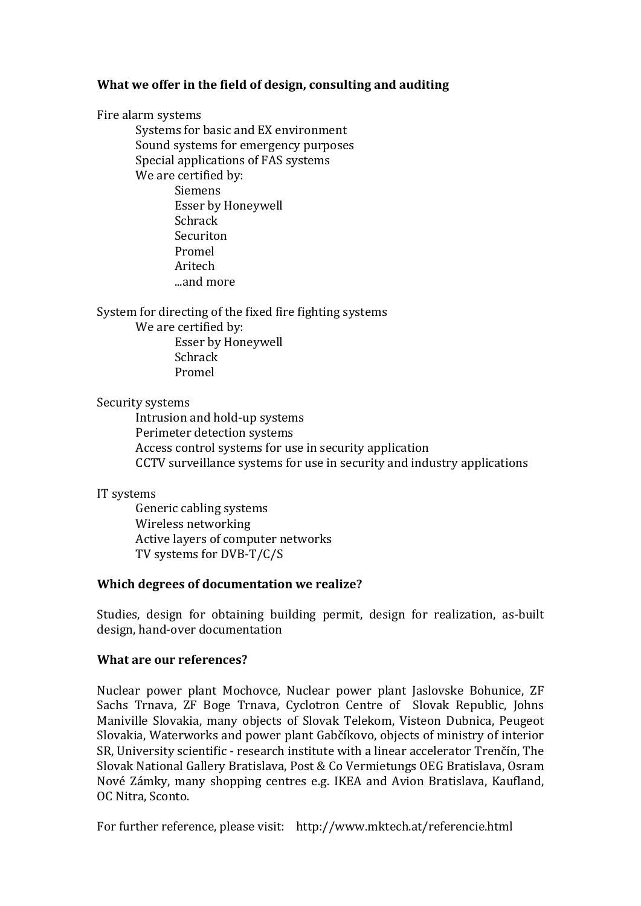**What we offer in the field of design, consulting and auditing**

Fire alarm systems

- Systems for basic and EX environment
- Sound systems for emergency purposes
- Special applications of FAS systems
- We are certified by:
  - Siemens
  - Esser by Honeywell
  - Schrack
  - Securiton
  - Promel
  - Aritech
  - ...and more

System for directing of the fixed fire fighting systems

- We are certified by:
  - Esser by Honeywell
  - Schrack
  - Promel

Security systems

- Intrusion and hold-up systems
- Perimeter detection systems
- Access control systems for use in security application
- CCTV surveillance systems for use in security and industry applications

IT systems

- Generic cabling systems
- Wireless networking
- Active layers of computer networks
- TV systems for DVB-T/C/S

**Which degrees of documentation we realize?**

Studies, design for obtaining building permit, design for realization, as-built design, hand-over documentation

**What are our references?**

Nuclear power plant Mochovce, Nuclear power plant Jaslovske Bohunice, ZF Sachs Trnava, ZF Boge Trnava, Cyclotron Centre of Slovak Republic, Johns Maniville Slovakia, many objects of Slovak Telekom, Visteon Dubnica, Peugeot Slovakia, Waterworks and power plant Gabčíkovo, objects of ministry of interior SR, University scientific - research institute with a linear accelerator Trenčín, The Slovak National Gallery Bratislava, Post & Co Vermietungs OEG Bratislava, Osram Nové Zámky, many shopping centres e.g. IKEA and Avion Bratislava, Kaufland, OC Nitra, Sconto.

For further reference, please visit: http://www.mktech.at/referencie.html